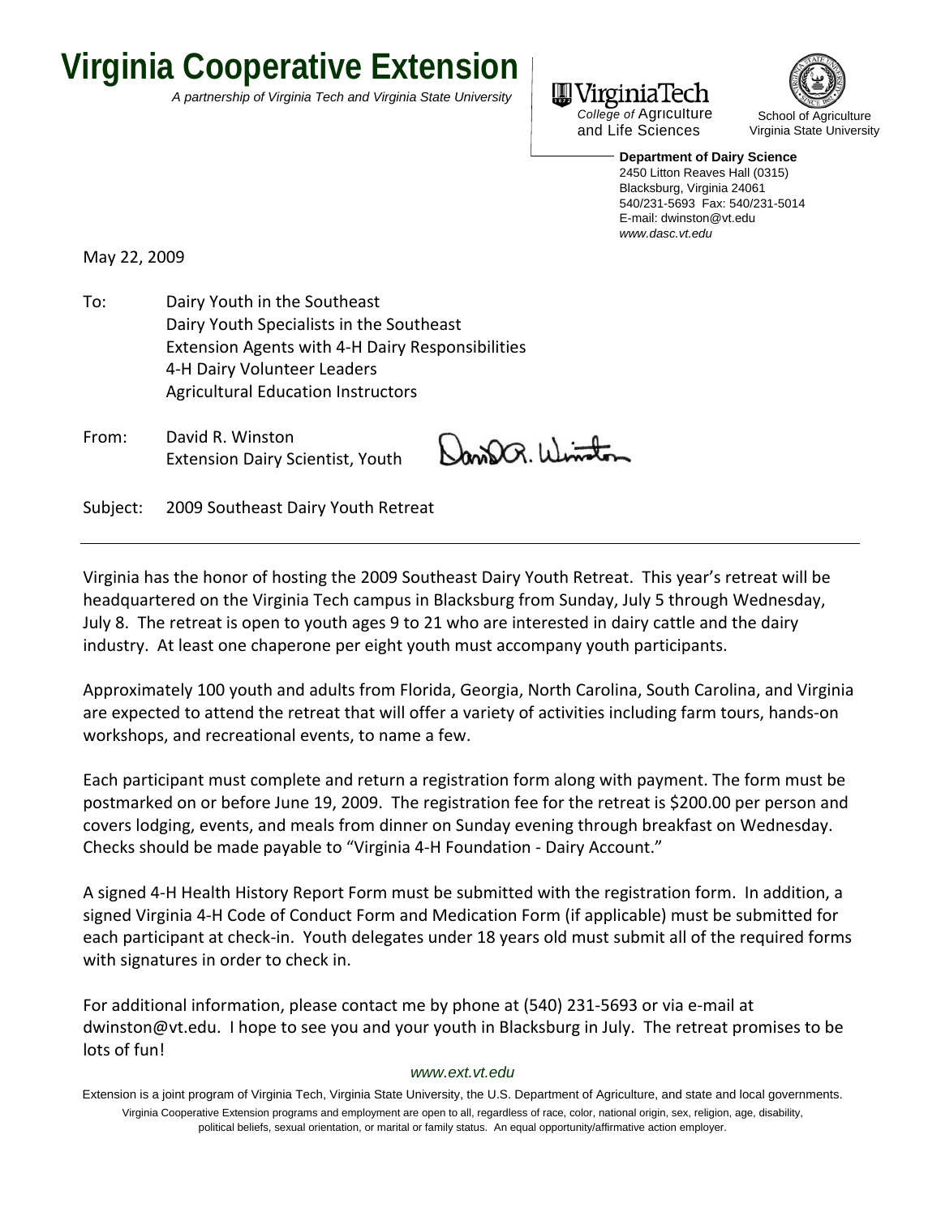# Virginia Cooperative Extension

*A partnership of Virginia Tech and Virginia State University*

Virginia Tech
*College of* Agriculture and Life Sciences

School of Agriculture
Virginia State University

**Department of Dairy Science**
2450 Litton Reaves Hall (0315)
Blacksburg, Virginia 24061
540/231-5693 Fax: 540/231-5014
E-mail: dwinston@vt.edu
*www.dasc.vt.edu*

May 22, 2009

To: Dairy Youth in the Southeast
Dairy Youth Specialists in the Southeast
Extension Agents with 4-H Dairy Responsibilities
4-H Dairy Volunteer Leaders
Agricultural Education Instructors

From: David R. Winston
Extension Dairy Scientist, Youth

Subject: 2009 Southeast Dairy Youth Retreat

---

Virginia has the honor of hosting the 2009 Southeast Dairy Youth Retreat. This year's retreat will be headquartered on the Virginia Tech campus in Blacksburg from Sunday, July 5 through Wednesday, July 8. The retreat is open to youth ages 9 to 21 who are interested in dairy cattle and the dairy industry. At least one chaperone per eight youth must accompany youth participants.

Approximately 100 youth and adults from Florida, Georgia, North Carolina, South Carolina, and Virginia are expected to attend the retreat that will offer a variety of activities including farm tours, hands-on workshops, and recreational events, to name a few.

Each participant must complete and return a registration form along with payment. The form must be postmarked on or before June 19, 2009. The registration fee for the retreat is $200.00 per person and covers lodging, events, and meals from dinner on Sunday evening through breakfast on Wednesday. Checks should be made payable to "Virginia 4-H Foundation - Dairy Account."

A signed 4-H Health History Report Form must be submitted with the registration form. In addition, a signed Virginia 4-H Code of Conduct Form and Medication Form (if applicable) must be submitted for each participant at check-in. Youth delegates under 18 years old must submit all of the required forms with signatures in order to check in.

For additional information, please contact me by phone at (540) 231-5693 or via e-mail at dwinston@vt.edu. I hope to see you and your youth in Blacksburg in July. The retreat promises to be lots of fun!

*www.ext.vt.edu*

Extension is a joint program of Virginia Tech, Virginia State University, the U.S. Department of Agriculture, and state and local governments.
Virginia Cooperative Extension programs and employment are open to all, regardless of race, color, national origin, sex, religion, age, disability, political beliefs, sexual orientation, or marital or family status. An equal opportunity/affirmative action employer.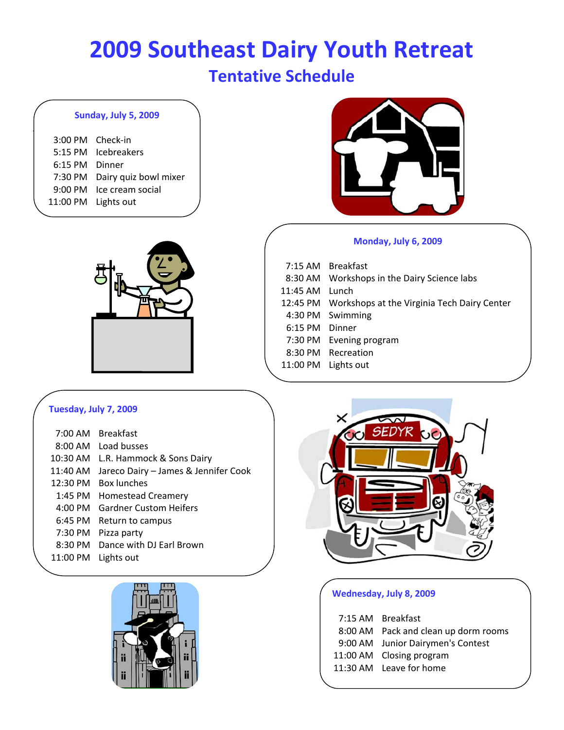# 2009 Southeast Dairy Youth Retreat

## Tentative Schedule

### Sunday, July 5, 2009

| | |
|---|---|
| 3:00 PM | Check-in |
| 5:15 PM | Icebreakers |
| 6:15 PM | Dinner |
| 7:30 PM | Dairy quiz bowl mixer |
| 9:00 PM | Ice cream social |
| 11:00 PM | Lights out |

### Monday, July 6, 2009

| | |
|---|---|
| 7:15 AM | Breakfast |
| 8:30 AM | Workshops in the Dairy Science labs |
| 11:45 AM | Lunch |
| 12:45 PM | Workshops at the Virginia Tech Dairy Center |
| 4:30 PM | Swimming |
| 6:15 PM | Dinner |
| 7:30 PM | Evening program |
| 8:30 PM | Recreation |
| 11:00 PM | Lights out |

### Tuesday, July 7, 2009

| | |
|---|---|
| 7:00 AM | Breakfast |
| 8:00 AM | Load busses |
| 10:30 AM | L.R. Hammock & Sons Dairy |
| 11:40 AM | Jareco Dairy – James & Jennifer Cook |
| 12:30 PM | Box lunches |
| 1:45 PM | Homestead Creamery |
| 4:00 PM | Gardner Custom Heifers |
| 6:45 PM | Return to campus |
| 7:30 PM | Pizza party |
| 8:30 PM | Dance with DJ Earl Brown |
| 11:00 PM | Lights out |

### Wednesday, July 8, 2009

| | |
|---|---|
| 7:15 AM | Breakfast |
| 8:00 AM | Pack and clean up dorm rooms |
| 9:00 AM | Junior Dairymen's Contest |
| 11:00 AM | Closing program |
| 11:30 AM | Leave for home |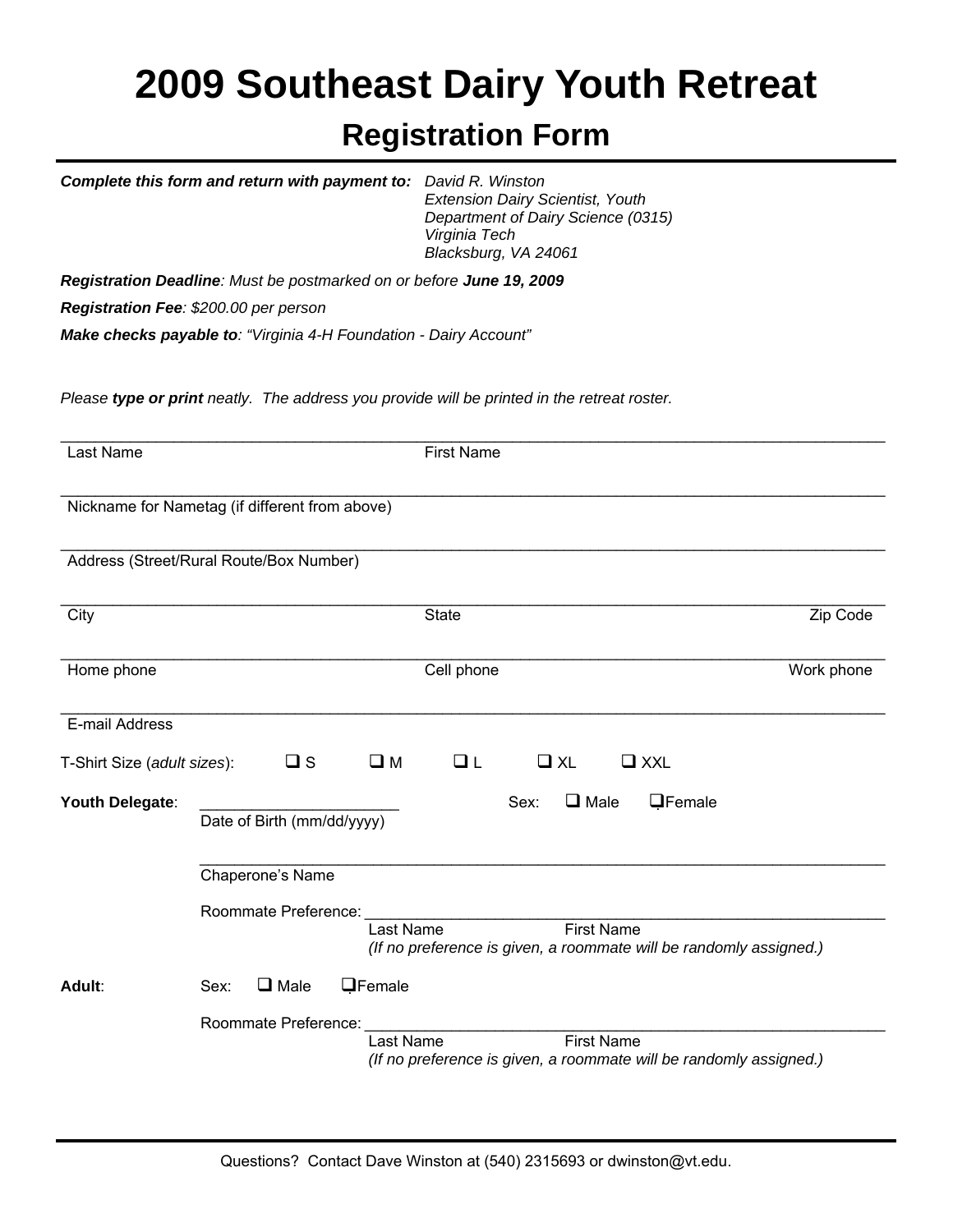# 2009 Southeast Dairy Youth Retreat

## Registration Form

***Complete this form and return with payment to:***

*David R. Winston*
*Extension Dairy Scientist, Youth*
*Department of Dairy Science (0315)*
*Virginia Tech*
*Blacksburg, VA 24061*

***Registration Deadline****: Must be postmarked on or before* ***June 19, 2009***

***Registration Fee****: $200.00 per person*

***Make checks payable to****: "Virginia 4-H Foundation - Dairy Account"*

*Please* ***type or print*** *neatly. The address you provide will be printed in the retreat roster.*

______________________________________________________________________
Last Name First Name

______________________________________________________________________
Nickname for Nametag (if different from above)

______________________________________________________________________
Address (Street/Rural Route/Box Number)

______________________________________________________________________
City State Zip Code

______________________________________________________________________
Home phone Cell phone Work phone

______________________________________________________________________
E-mail Address

T-Shirt Size (*adult sizes*): ❑ S ❑ M ❑ L ❑ XL ❑ XXL

**Youth Delegate**: ______________________ Sex: ❑ Male ❑ Female
Date of Birth (mm/dd/yyyy)

______________________________________________________________________
Chaperone's Name

Roommate Preference: ____________________________________________
Last Name First Name
*(If no preference is given, a roommate will be randomly assigned.)*

**Adult**: Sex: ❑ Male ❑ Female

Roommate Preference: ____________________________________________
Last Name First Name
*(If no preference is given, a roommate will be randomly assigned.)*

Questions? Contact Dave Winston at (540) 2315693 or dwinston@vt.edu.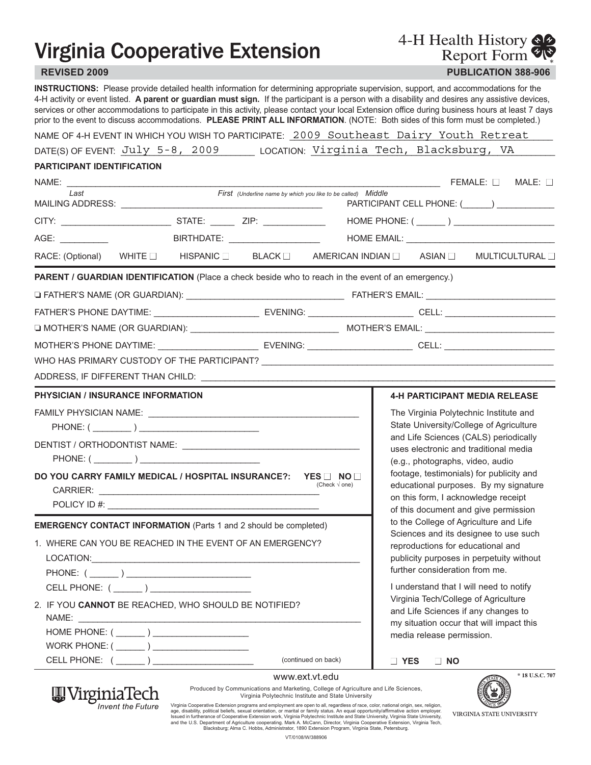# Virginia Cooperative Extension

**4-H Health History Report Form**

**REVISED 2009** **PUBLICATION 388-906**

**INSTRUCTIONS:** Please provide detailed health information for determining appropriate supervision, support, and accommodations for the 4-H activity or event listed. **A parent or guardian must sign.** If the participant is a person with a disability and desires any assistive devices, services or other accommodations to participate in this activity, please contact your local Extension office during business hours at least 7 days prior to the event to discuss accommodations. **PLEASE PRINT ALL INFORMATION**. (NOTE: Both sides of this form must be completed.)

NAME OF 4-H EVENT IN WHICH YOU WISH TO PARTICIPATE: 2009 Southeast Dairy Youth Retreat

DATE(S) OF EVENT: July 5-8, 2009 LOCATION: Virginia Tech, Blacksburg, VA

## PARTICIPANT IDENTIFICATION

NAME: ______________________________ FEMALE: ☐ MALE: ☐
*Last* *First (Underline name by which you like to be called)* *Middle*

MAILING ADDRESS: ______________________ PARTICIPANT CELL PHONE: (______) ___________

CITY: ______________ STATE: _____ ZIP: ____________ HOME PHONE: ( ______ ) ____________

AGE: _________ BIRTHDATE: ________________ HOME EMAIL: ______________________

RACE: (Optional) WHITE ☐ HISPANIC ☐ BLACK ☐ AMERICAN INDIAN ☐ ASIAN ☐ MULTICULTURAL ☐

**PARENT / GUARDIAN IDENTIFICATION** (Place a check beside who to reach in the event of an emergency.)

❑ FATHER'S NAME (OR GUARDIAN): ______________________ FATHER'S EMAIL: ______________________

FATHER'S PHONE DAYTIME: ______________ EVENING: ______________ CELL: ______________

❑ MOTHER'S NAME (OR GUARDIAN): ______________________ MOTHER'S EMAIL: ______________________

MOTHER'S PHONE DAYTIME: ______________ EVENING: ______________ CELL: ______________

WHO HAS PRIMARY CUSTODY OF THE PARTICIPANT? ______________________________

ADDRESS, IF DIFFERENT THAN CHILD: ______________________________

## PHYSICIAN / INSURANCE INFORMATION

FAMILY PHYSICIAN NAME: ______________________________
PHONE: ( ________ ) ______________________

DENTIST / ORTHODONTIST NAME: ______________________________
PHONE: ( ________ ) ______________________

**DO YOU CARRY FAMILY MEDICAL / HOSPITAL INSURANCE?: YES ☐ NO ☐** (Check √ one)

CARRIER: ______________________________

POLICY ID #: ______________________________

## EMERGENCY CONTACT INFORMATION (Parts 1 and 2 should be completed)

1. WHERE CAN YOU BE REACHED IN THE EVENT OF AN EMERGENCY?
   LOCATION: ______________________________
   PHONE: ( ______ ) ______________________
   CELL PHONE: ( ______ ) ______________________
2. IF YOU **CANNOT** BE REACHED, WHO SHOULD BE NOTIFIED?
   NAME: ______________________________
   HOME PHONE: ( ______ ) ______________________
   WORK PHONE: ( ______ ) ______________________
   CELL PHONE: ( ______ ) ______________________

(continued on back)

## 4-H PARTICIPANT MEDIA RELEASE

The Virginia Polytechnic Institute and State University/College of Agriculture and Life Sciences (CALS) periodically uses electronic and traditional media (e.g., photographs, video, audio footage, testimonials) for publicity and educational purposes. By my signature on this form, I acknowledge receipt of this document and give permission to the College of Agriculture and Life Sciences and its designee to use such reproductions for educational and publicity purposes in perpetuity without further consideration from me.

I understand that I will need to notify Virginia Tech/College of Agriculture and Life Sciences if any changes to my situation occur that will impact this media release permission.

❑ **YES** ❑ **NO**

www.ext.vt.edu

* 18 U.S.C. 707

Produced by Communications and Marketing, College of Agriculture and Life Sciences, Virginia Polytechnic Institute and State University

Virginia Cooperative Extension programs and employment are open to all, regardless of race, color, national origin, sex, religion, age, disability, political beliefs, sexual orientation, or marital or family status. An equal opportunity/affirmative action employer. Issued in furtherance of Cooperative Extension work, Virginia Polytechnic Institute and State University, Virginia State University, and the U.S. Department of Agriculture cooperating. Mark A. McCann, Director, Virginia Cooperative Extension, Virginia Tech, Blacksburg; Alma C. Hobbs, Administrator, 1890 Extension Program, Virginia State, Petersburg.

VT/0108/W/388906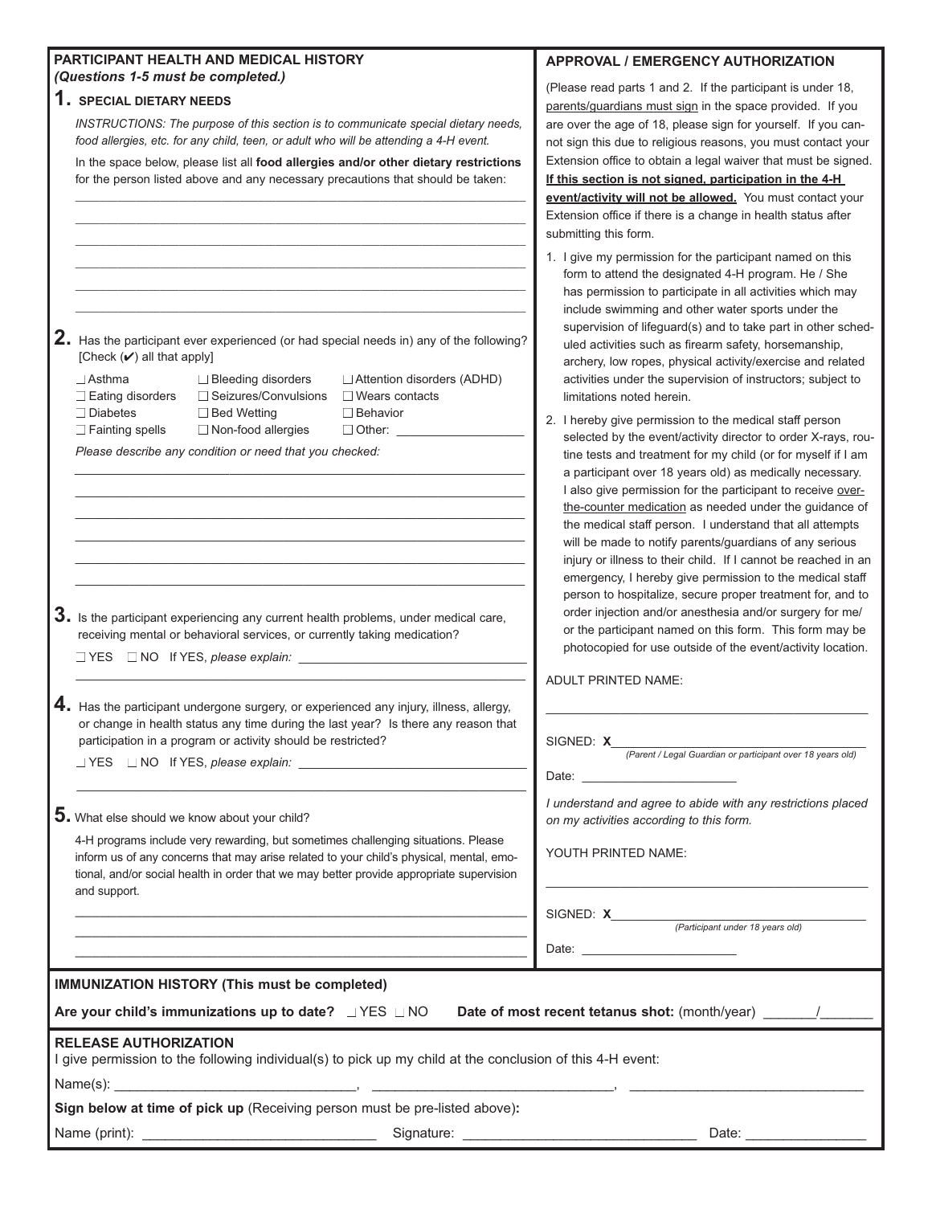## PARTICIPANT HEALTH AND MEDICAL HISTORY

*(Questions 1-5 must be completed.)*

### 1. SPECIAL DIETARY NEEDS

*INSTRUCTIONS: The purpose of this section is to communicate special dietary needs, food allergies, etc. for any child, teen, or adult who will be attending a 4-H event.*

In the space below, please list all **food allergies and/or other dietary restrictions** for the person listed above and any necessary precautions that should be taken:

______________________________________________________________

______________________________________________________________

______________________________________________________________

______________________________________________________________

______________________________________________________________

______________________________________________________________

### 2. Has the participant ever experienced (or had special needs in) any of the following? [Check (✔) all that apply]

| | | |
|---|---|---|
| ☐ Asthma | ☐ Bleeding disorders | ☐ Attention disorders (ADHD) |
| ☐ Eating disorders | ☐ Seizures/Convulsions | ☐ Wears contacts |
| ☐ Diabetes | ☐ Bed Wetting | ☐ Behavior |
| ☐ Fainting spells | ☐ Non-food allergies | ☐ Other: __________________ |

*Please describe any condition or need that you checked:*

______________________________________________________________

______________________________________________________________

______________________________________________________________

______________________________________________________________

______________________________________________________________

______________________________________________________________

### 3. Is the participant experiencing any current health problems, under medical care, receiving mental or behavioral services, or currently taking medication?

☐ YES ☐ NO If YES, *please explain:* ________________________________

______________________________________________________________

### 4. Has the participant undergone surgery, or experienced any injury, illness, allergy, or change in health status any time during the last year? Is there any reason that participation in a program or activity should be restricted?

☐ YES ☐ NO If YES, *please explain:* ________________________________

______________________________________________________________

### 5. What else should we know about your child?

4-H programs include very rewarding, but sometimes challenging situations. Please inform us of any concerns that may arise related to your child's physical, mental, emotional, and/or social health in order that we may better provide appropriate supervision and support.

______________________________________________________________

______________________________________________________________

______________________________________________________________

## APPROVAL / EMERGENCY AUTHORIZATION

(Please read parts 1 and 2. If the participant is under 18, parents/guardians must sign in the space provided. If you are over the age of 18, please sign for yourself. If you cannot sign this due to religious reasons, you must contact your Extension office to obtain a legal waiver that must be signed. **If this section is not signed, participation in the 4-H event/activity will not be allowed.** You must contact your Extension office if there is a change in health status after submitting this form.

1. I give my permission for the participant named on this form to attend the designated 4-H program. He / She has permission to participate in all activities which may include swimming and other water sports under the supervision of lifeguard(s) and to take part in other scheduled activities such as firearm safety, horsemanship, archery, low ropes, physical activity/exercise and related activities under the supervision of instructors; subject to limitations noted herein.
2. I hereby give permission to the medical staff person selected by the event/activity director to order X-rays, routine tests and treatment for my child (or for myself if I am a participant over 18 years old) as medically necessary. I also give permission for the participant to receive over-the-counter medication as needed under the guidance of the medical staff person. I understand that all attempts will be made to notify parents/guardians of any serious injury or illness to their child. If I cannot be reached in an emergency, I hereby give permission to the medical staff person to hospitalize, secure proper treatment for, and to order injection and/or anesthesia and/or surgery for me/ or the participant named on this form. This form may be photocopied for use outside of the event/activity location.

ADULT PRINTED NAME:

______________________________________________

SIGNED: **X**____________________________________

*(Parent / Legal Guardian or participant over 18 years old)*

Date: ______________________

*I understand and agree to abide with any restrictions placed on my activities according to this form.*

YOUTH PRINTED NAME:

______________________________________________

SIGNED: **X**____________________________________

*(Participant under 18 years old)*

Date: ______________________

## IMMUNIZATION HISTORY (This must be completed)

**Are your child's immunizations up to date?** ☐ YES ☐ NO **Date of most recent tetanus shot:** (month/year) _______/_______

## RELEASE AUTHORIZATION

I give permission to the following individual(s) to pick up my child at the conclusion of this 4-H event:

Name(s): ______________________________, ______________________________, ______________________________

**Sign below at time of pick up** (Receiving person must be pre-listed above)**:**

Name (print): ____________________________ Signature: ____________________________ Date: _______________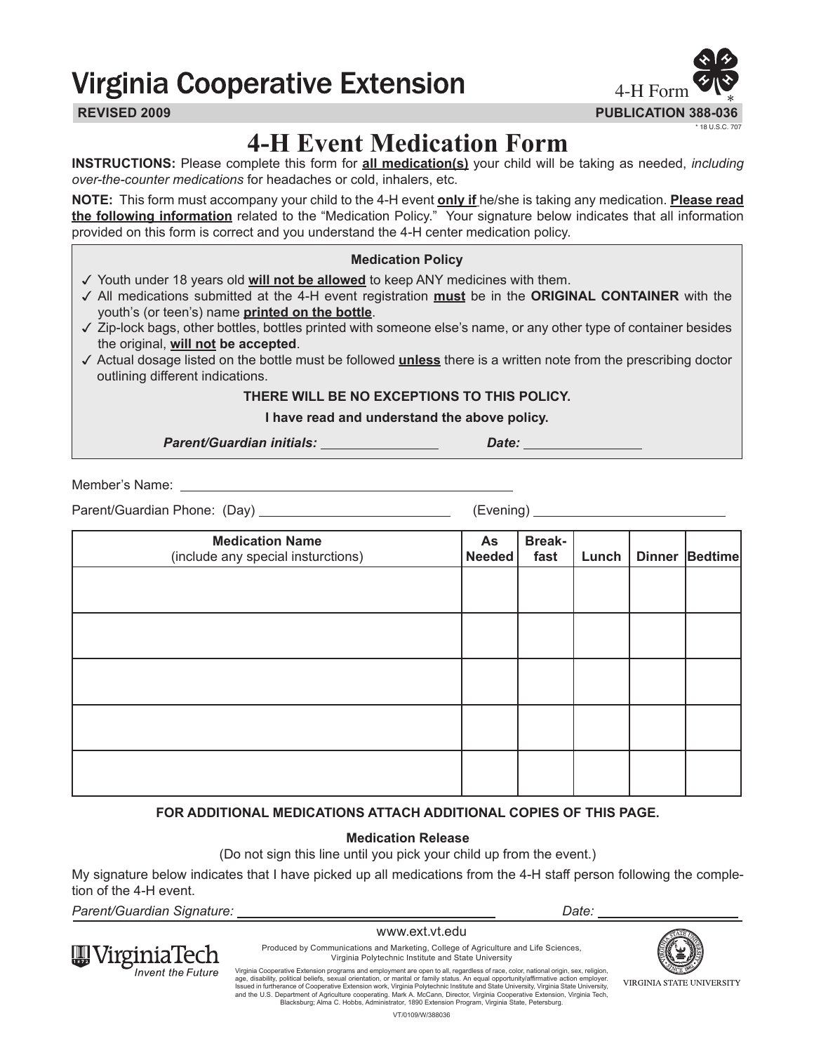# Virginia Cooperative Extension

4-H Form *

**REVISED 2009** **PUBLICATION 388-036**

* 18 U.S.C. 707

# 4-H Event Medication Form

**INSTRUCTIONS:** Please complete this form for **all medication(s)** your child will be taking as needed, *including over-the-counter medications* for headaches or cold, inhalers, etc.

**NOTE:** This form must accompany your child to the 4-H event **only if** he/she is taking any medication. **Please read the following information** related to the "Medication Policy." Your signature below indicates that all information provided on this form is correct and you understand the 4-H center medication policy.

**Medication Policy**

- ✓ Youth under 18 years old **will not be allowed** to keep ANY medicines with them.
- ✓ All medications submitted at the 4-H event registration **must** be in the **ORIGINAL CONTAINER** with the youth's (or teen's) name **printed on the bottle**.
- ✓ Zip-lock bags, other bottles, bottles printed with someone else's name, or any other type of container besides the original, **will not be accepted**.
- ✓ Actual dosage listed on the bottle must be followed **unless** there is a written note from the prescribing doctor outlining different indications.

**THERE WILL BE NO EXCEPTIONS TO THIS POLICY.**

**I have read and understand the above policy.**

***Parent/Guardian initials:*** ______________ ***Date:*** ______________

Member's Name: ________________________________________

Parent/Guardian Phone: (Day) ________________________ (Evening) ________________________

| Medication Name (include any special insturctions) | As Needed | Break-fast | Lunch | Dinner | Bedtime |
|---|---|---|---|---|---|
| | | | | | |
| | | | | | |
| | | | | | |
| | | | | | |
| | | | | | |

**FOR ADDITIONAL MEDICATIONS ATTACH ADDITIONAL COPIES OF THIS PAGE.**

**Medication Release**

(Do not sign this line until you pick your child up from the event.)

My signature below indicates that I have picked up all medications from the 4-H staff person following the completion of the 4-H event.

*Parent/Guardian Signature:* ______________________________ *Date:* ______________

www.ext.vt.edu

Virginia Tech — *Invent the Future*

Produced by Communications and Marketing, College of Agriculture and Life Sciences, Virginia Polytechnic Institute and State University

Virginia Cooperative Extension programs and employment are open to all, regardless of race, color, national origin, sex, religion, age, disability, political beliefs, sexual orientation, or marital or family status. An equal opportunity/affirmative action employer. Issued in furtherance of Cooperative Extension work, Virginia Polytechnic Institute and State University, Virginia State University, and the U.S. Department of Agriculture cooperating. Mark A. McCann, Director, Virginia Cooperative Extension, Virginia Tech, Blacksburg; Alma C. Hobbs, Administrator, 1890 Extension Program, Virginia State, Petersburg.

VIRGINIA STATE UNIVERSITY

VT/0109/W/388036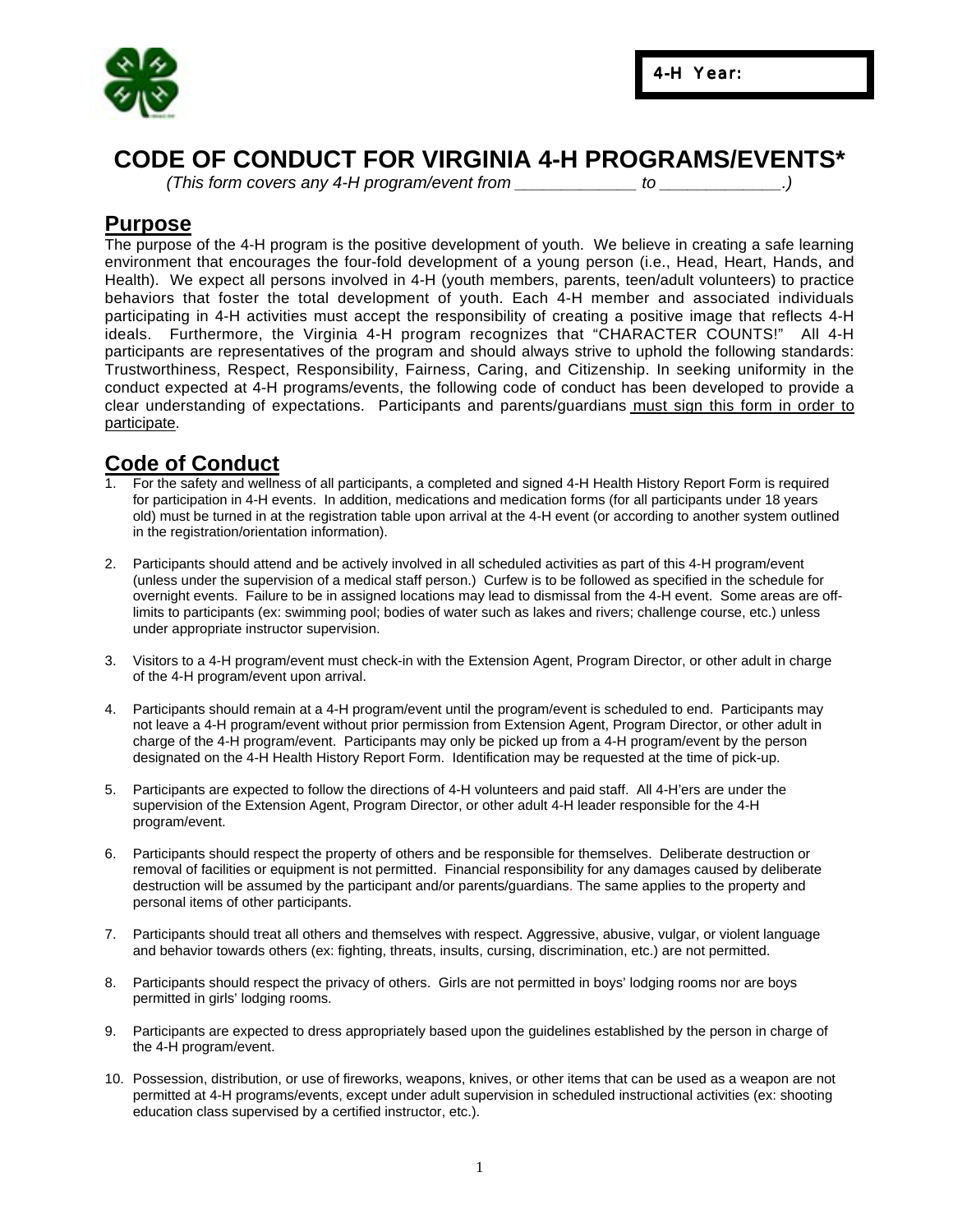4-H Year:

# CODE OF CONDUCT FOR VIRGINIA 4-H PROGRAMS/EVENTS*

*(This form covers any 4-H program/event from _____________ to _____________.)*

## Purpose

The purpose of the 4-H program is the positive development of youth. We believe in creating a safe learning environment that encourages the four-fold development of a young person (i.e., Head, Heart, Hands, and Health). We expect all persons involved in 4-H (youth members, parents, teen/adult volunteers) to practice behaviors that foster the total development of youth. Each 4-H member and associated individuals participating in 4-H activities must accept the responsibility of creating a positive image that reflects 4-H ideals. Furthermore, the Virginia 4-H program recognizes that "CHARACTER COUNTS!" All 4-H participants are representatives of the program and should always strive to uphold the following standards: Trustworthiness, Respect, Responsibility, Fairness, Caring, and Citizenship. In seeking uniformity in the conduct expected at 4-H programs/events, the following code of conduct has been developed to provide a clear understanding of expectations. Participants and parents/guardians <u>must sign this form in order to participate</u>.

## Code of Conduct

1. For the safety and wellness of all participants, a completed and signed 4-H Health History Report Form is required for participation in 4-H events. In addition, medications and medication forms (for all participants under 18 years old) must be turned in at the registration table upon arrival at the 4-H event (or according to another system outlined in the registration/orientation information).

2. Participants should attend and be actively involved in all scheduled activities as part of this 4-H program/event (unless under the supervision of a medical staff person.) Curfew is to be followed as specified in the schedule for overnight events. Failure to be in assigned locations may lead to dismissal from the 4-H event. Some areas are off-limits to participants (ex: swimming pool; bodies of water such as lakes and rivers; challenge course, etc.) unless under appropriate instructor supervision.

3. Visitors to a 4-H program/event must check-in with the Extension Agent, Program Director, or other adult in charge of the 4-H program/event upon arrival.

4. Participants should remain at a 4-H program/event until the program/event is scheduled to end. Participants may not leave a 4-H program/event without prior permission from Extension Agent, Program Director, or other adult in charge of the 4-H program/event. Participants may only be picked up from a 4-H program/event by the person designated on the 4-H Health History Report Form. Identification may be requested at the time of pick-up.

5. Participants are expected to follow the directions of 4-H volunteers and paid staff. All 4-H'ers are under the supervision of the Extension Agent, Program Director, or other adult 4-H leader responsible for the 4-H program/event.

6. Participants should respect the property of others and be responsible for themselves. Deliberate destruction or removal of facilities or equipment is not permitted. Financial responsibility for any damages caused by deliberate destruction will be assumed by the participant and/or parents/guardians. The same applies to the property and personal items of other participants.

7. Participants should treat all others and themselves with respect. Aggressive, abusive, vulgar, or violent language and behavior towards others (ex: fighting, threats, insults, cursing, discrimination, etc.) are not permitted.

8. Participants should respect the privacy of others. Girls are not permitted in boys' lodging rooms nor are boys permitted in girls' lodging rooms.

9. Participants are expected to dress appropriately based upon the guidelines established by the person in charge of the 4-H program/event.

10. Possession, distribution, or use of fireworks, weapons, knives, or other items that can be used as a weapon are not permitted at 4-H programs/events, except under adult supervision in scheduled instructional activities (ex: shooting education class supervised by a certified instructor, etc.).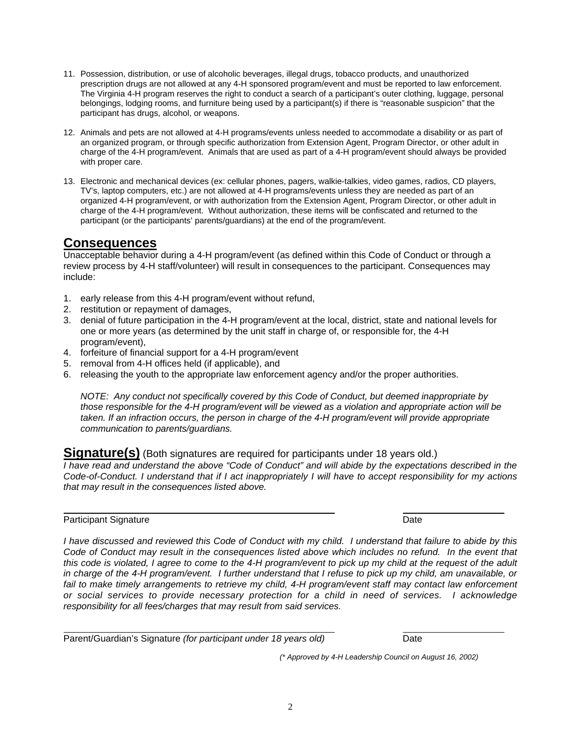11. Possession, distribution, or use of alcoholic beverages, illegal drugs, tobacco products, and unauthorized prescription drugs are not allowed at any 4-H sponsored program/event and must be reported to law enforcement. The Virginia 4-H program reserves the right to conduct a search of a participant's outer clothing, luggage, personal belongings, lodging rooms, and furniture being used by a participant(s) if there is "reasonable suspicion" that the participant has drugs, alcohol, or weapons.

12. Animals and pets are not allowed at 4-H programs/events unless needed to accommodate a disability or as part of an organized program, or through specific authorization from Extension Agent, Program Director, or other adult in charge of the 4-H program/event. Animals that are used as part of a 4-H program/event should always be provided with proper care.

13. Electronic and mechanical devices (ex: cellular phones, pagers, walkie-talkies, video games, radios, CD players, TV's, laptop computers, etc.) are not allowed at 4-H programs/events unless they are needed as part of an organized 4-H program/event, or with authorization from the Extension Agent, Program Director, or other adult in charge of the 4-H program/event. Without authorization, these items will be confiscated and returned to the participant (or the participants' parents/guardians) at the end of the program/event.

## Consequences

Unacceptable behavior during a 4-H program/event (as defined within this Code of Conduct or through a review process by 4-H staff/volunteer) will result in consequences to the participant. Consequences may include:

1. early release from this 4-H program/event without refund,
2. restitution or repayment of damages,
3. denial of future participation in the 4-H program/event at the local, district, state and national levels for one or more years (as determined by the unit staff in charge of, or responsible for, the 4-H program/event),
4. forfeiture of financial support for a 4-H program/event
5. removal from 4-H offices held (if applicable), and
6. releasing the youth to the appropriate law enforcement agency and/or the proper authorities.

*NOTE: Any conduct not specifically covered by this Code of Conduct, but deemed inappropriate by those responsible for the 4-H program/event will be viewed as a violation and appropriate action will be taken. If an infraction occurs, the person in charge of the 4-H program/event will provide appropriate communication to parents/guardians.*

## Signature(s) (Both signatures are required for participants under 18 years old.)

*I have read and understand the above "Code of Conduct" and will abide by the expectations described in the Code-of-Conduct. I understand that if I act inappropriately I will have to accept responsibility for my actions that may result in the consequences listed above.*

Participant Signature ______________________ Date __________

*I have discussed and reviewed this Code of Conduct with my child. I understand that failure to abide by this Code of Conduct may result in the consequences listed above which includes no refund. In the event that this code is violated, I agree to come to the 4-H program/event to pick up my child at the request of the adult in charge of the 4-H program/event. I further understand that I refuse to pick up my child, am unavailable, or fail to make timely arrangements to retrieve my child, 4-H program/event staff may contact law enforcement or social services to provide necessary protection for a child in need of services. I acknowledge responsibility for all fees/charges that may result from said services.*

Parent/Guardian's Signature *(for participant under 18 years old)* ______________________ Date __________

*(\* Approved by 4-H Leadership Council on August 16, 2002)*